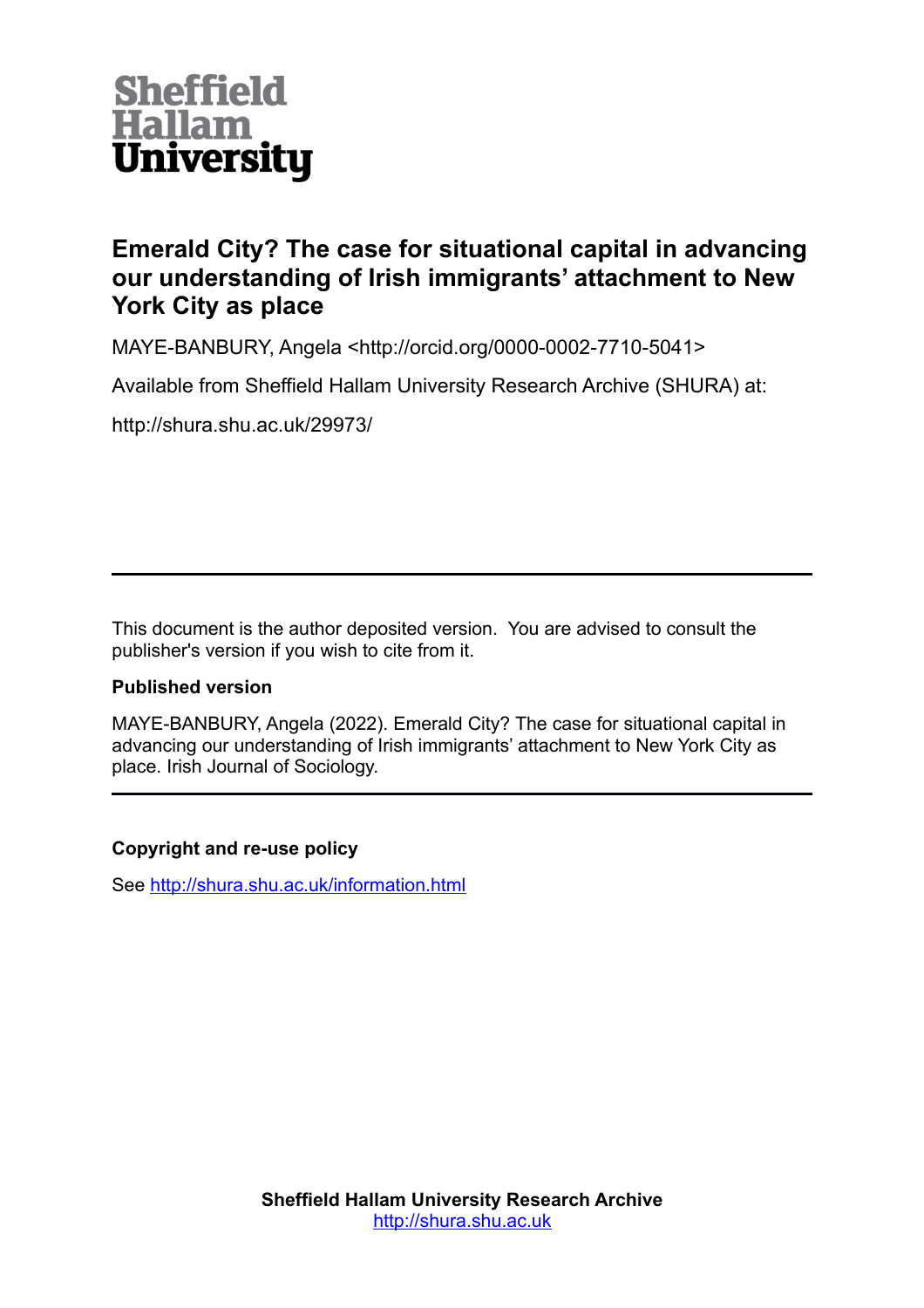Sheffield
Hallam
University

# Emerald City? The case for situational capital in advancing our understanding of Irish immigrants' attachment to New York City as place

MAYE-BANBURY, Angela <http://orcid.org/0000-0002-7710-5041>

Available from Sheffield Hallam University Research Archive (SHURA) at:

http://shura.shu.ac.uk/29973/

---

This document is the author deposited version. You are advised to consult the publisher's version if you wish to cite from it.

**Published version**

MAYE-BANBURY, Angela (2022). Emerald City? The case for situational capital in advancing our understanding of Irish immigrants' attachment to New York City as place. Irish Journal of Sociology.

---

**Copyright and re-use policy**

See http://shura.shu.ac.uk/information.html

**Sheffield Hallam University Research Archive**
http://shura.shu.ac.uk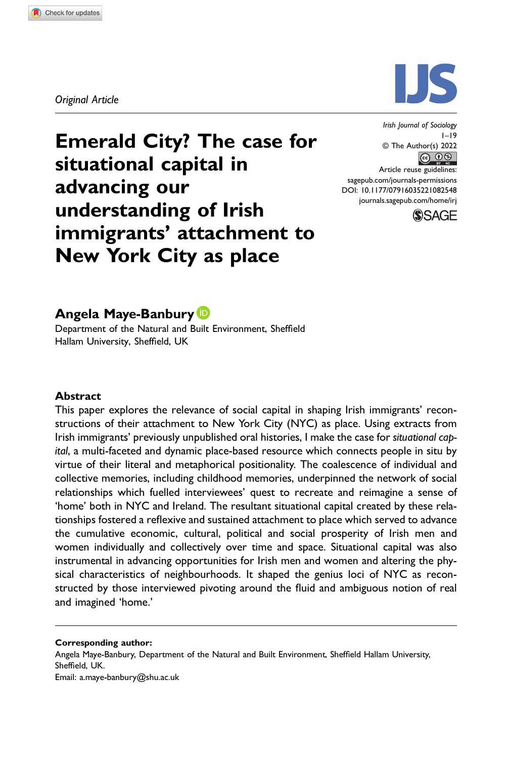Original Article

# Emerald City? The case for situational capital in advancing our understanding of Irish immigrants' attachment to New York City as place

Irish Journal of Sociology
1–19
© The Author(s) 2022
Article reuse guidelines:
sagepub.com/journals-permissions
DOI: 10.1177/07916035221082548
journals.sagepub.com/home/irj

**Angela Maye-Banbury**

Department of the Natural and Built Environment, Sheffield Hallam University, Sheffield, UK

## Abstract

This paper explores the relevance of social capital in shaping Irish immigrants' reconstructions of their attachment to New York City (NYC) as place. Using extracts from Irish immigrants' previously unpublished oral histories, I make the case for *situational capital*, a multi-faceted and dynamic place-based resource which connects people in situ by virtue of their literal and metaphorical positionality. The coalescence of individual and collective memories, including childhood memories, underpinned the network of social relationships which fuelled interviewees' quest to recreate and reimagine a sense of 'home' both in NYC and Ireland. The resultant situational capital created by these relationships fostered a reflexive and sustained attachment to place which served to advance the cumulative economic, cultural, political and social prosperity of Irish men and women individually and collectively over time and space. Situational capital was also instrumental in advancing opportunities for Irish men and women and altering the physical characteristics of neighbourhoods. It shaped the genius loci of NYC as reconstructed by those interviewed pivoting around the fluid and ambiguous notion of real and imagined 'home.'

**Corresponding author:**
Angela Maye-Banbury, Department of the Natural and Built Environment, Sheffield Hallam University, Sheffield, UK.
Email: a.maye-banbury@shu.ac.uk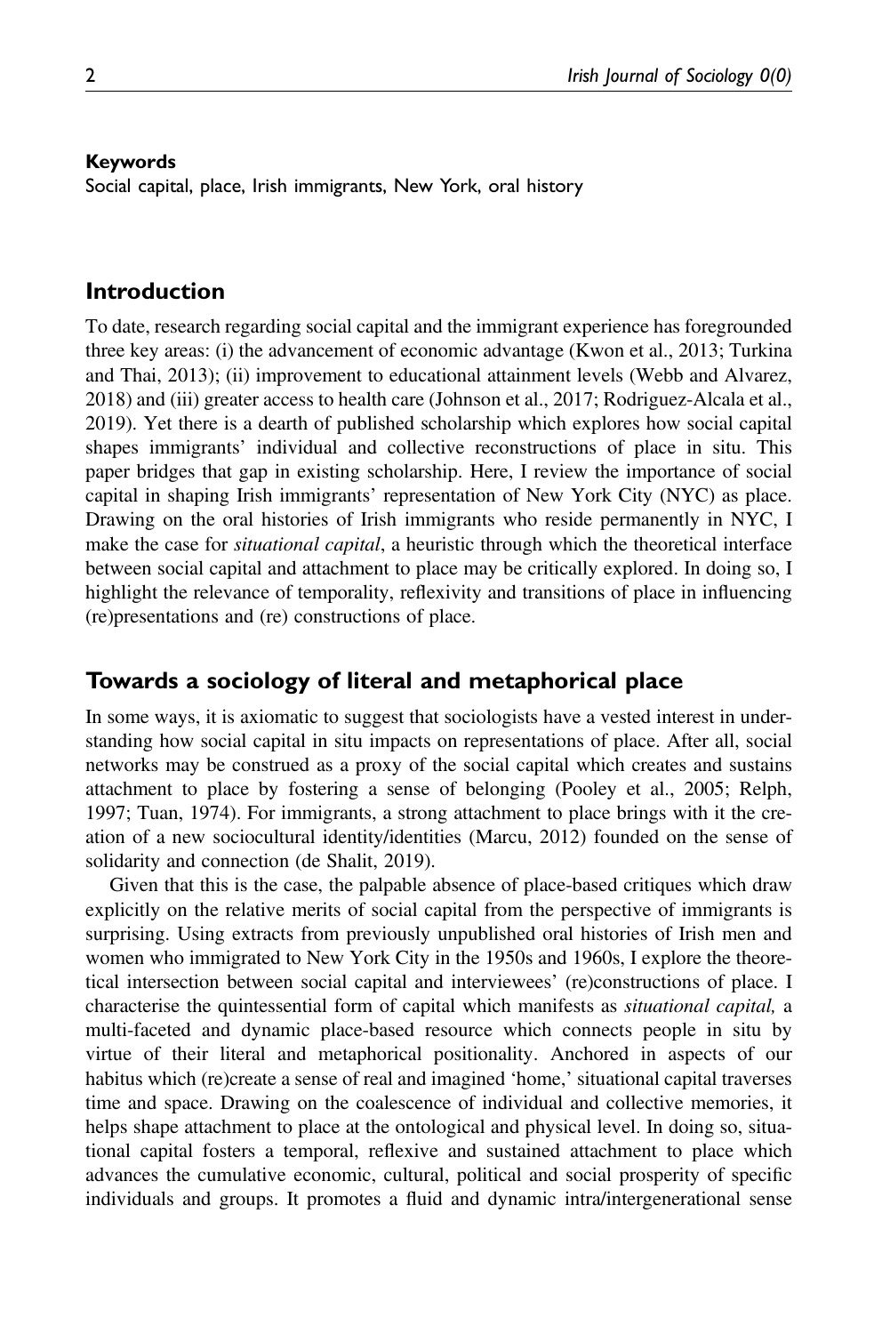**Keywords**

Social capital, place, Irish immigrants, New York, oral history

## Introduction

To date, research regarding social capital and the immigrant experience has foregrounded three key areas: (i) the advancement of economic advantage (Kwon et al., 2013; Turkina and Thai, 2013); (ii) improvement to educational attainment levels (Webb and Alvarez, 2018) and (iii) greater access to health care (Johnson et al., 2017; Rodriguez-Alcala et al., 2019). Yet there is a dearth of published scholarship which explores how social capital shapes immigrants' individual and collective reconstructions of place in situ. This paper bridges that gap in existing scholarship. Here, I review the importance of social capital in shaping Irish immigrants' representation of New York City (NYC) as place. Drawing on the oral histories of Irish immigrants who reside permanently in NYC, I make the case for *situational capital*, a heuristic through which the theoretical interface between social capital and attachment to place may be critically explored. In doing so, I highlight the relevance of temporality, reflexivity and transitions of place in influencing (re)presentations and (re) constructions of place.

## Towards a sociology of literal and metaphorical place

In some ways, it is axiomatic to suggest that sociologists have a vested interest in understanding how social capital in situ impacts on representations of place. After all, social networks may be construed as a proxy of the social capital which creates and sustains attachment to place by fostering a sense of belonging (Pooley et al., 2005; Relph, 1997; Tuan, 1974). For immigrants, a strong attachment to place brings with it the creation of a new sociocultural identity/identities (Marcu, 2012) founded on the sense of solidarity and connection (de Shalit, 2019).

Given that this is the case, the palpable absence of place-based critiques which draw explicitly on the relative merits of social capital from the perspective of immigrants is surprising. Using extracts from previously unpublished oral histories of Irish men and women who immigrated to New York City in the 1950s and 1960s, I explore the theoretical intersection between social capital and interviewees' (re)constructions of place. I characterise the quintessential form of capital which manifests as *situational capital,* a multi-faceted and dynamic place-based resource which connects people in situ by virtue of their literal and metaphorical positionality. Anchored in aspects of our habitus which (re)create a sense of real and imagined 'home,' situational capital traverses time and space. Drawing on the coalescence of individual and collective memories, it helps shape attachment to place at the ontological and physical level. In doing so, situational capital fosters a temporal, reflexive and sustained attachment to place which advances the cumulative economic, cultural, political and social prosperity of specific individuals and groups. It promotes a fluid and dynamic intra/intergenerational sense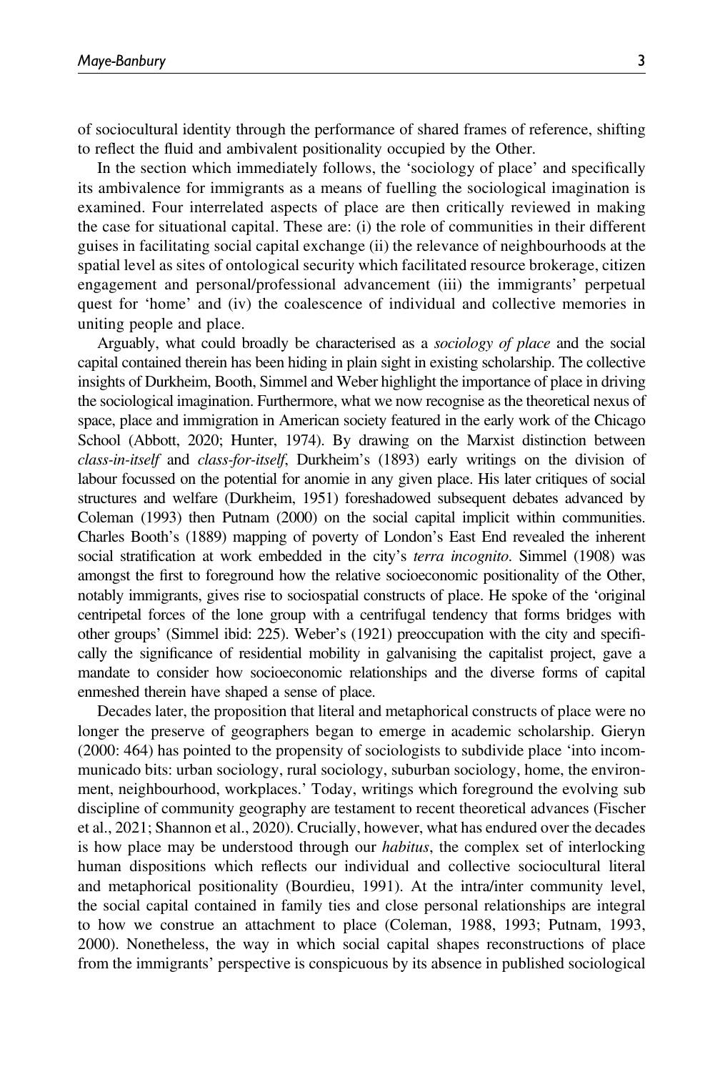of sociocultural identity through the performance of shared frames of reference, shifting to reflect the fluid and ambivalent positionality occupied by the Other.

In the section which immediately follows, the 'sociology of place' and specifically its ambivalence for immigrants as a means of fuelling the sociological imagination is examined. Four interrelated aspects of place are then critically reviewed in making the case for situational capital. These are: (i) the role of communities in their different guises in facilitating social capital exchange (ii) the relevance of neighbourhoods at the spatial level as sites of ontological security which facilitated resource brokerage, citizen engagement and personal/professional advancement (iii) the immigrants' perpetual quest for 'home' and (iv) the coalescence of individual and collective memories in uniting people and place.

Arguably, what could broadly be characterised as a *sociology of place* and the social capital contained therein has been hiding in plain sight in existing scholarship. The collective insights of Durkheim, Booth, Simmel and Weber highlight the importance of place in driving the sociological imagination. Furthermore, what we now recognise as the theoretical nexus of space, place and immigration in American society featured in the early work of the Chicago School (Abbott, 2020; Hunter, 1974). By drawing on the Marxist distinction between *class-in-itself* and *class-for-itself*, Durkheim's (1893) early writings on the division of labour focussed on the potential for anomie in any given place. His later critiques of social structures and welfare (Durkheim, 1951) foreshadowed subsequent debates advanced by Coleman (1993) then Putnam (2000) on the social capital implicit within communities. Charles Booth's (1889) mapping of poverty of London's East End revealed the inherent social stratification at work embedded in the city's *terra incognito*. Simmel (1908) was amongst the first to foreground how the relative socioeconomic positionality of the Other, notably immigrants, gives rise to sociospatial constructs of place. He spoke of the 'original centripetal forces of the lone group with a centrifugal tendency that forms bridges with other groups' (Simmel ibid: 225). Weber's (1921) preoccupation with the city and specifically the significance of residential mobility in galvanising the capitalist project, gave a mandate to consider how socioeconomic relationships and the diverse forms of capital enmeshed therein have shaped a sense of place.

Decades later, the proposition that literal and metaphorical constructs of place were no longer the preserve of geographers began to emerge in academic scholarship. Gieryn (2000: 464) has pointed to the propensity of sociologists to subdivide place 'into incommunicado bits: urban sociology, rural sociology, suburban sociology, home, the environment, neighbourhood, workplaces.' Today, writings which foreground the evolving sub discipline of community geography are testament to recent theoretical advances (Fischer et al., 2021; Shannon et al., 2020). Crucially, however, what has endured over the decades is how place may be understood through our *habitus*, the complex set of interlocking human dispositions which reflects our individual and collective sociocultural literal and metaphorical positionality (Bourdieu, 1991). At the intra/inter community level, the social capital contained in family ties and close personal relationships are integral to how we construe an attachment to place (Coleman, 1988, 1993; Putnam, 1993, 2000). Nonetheless, the way in which social capital shapes reconstructions of place from the immigrants' perspective is conspicuous by its absence in published sociological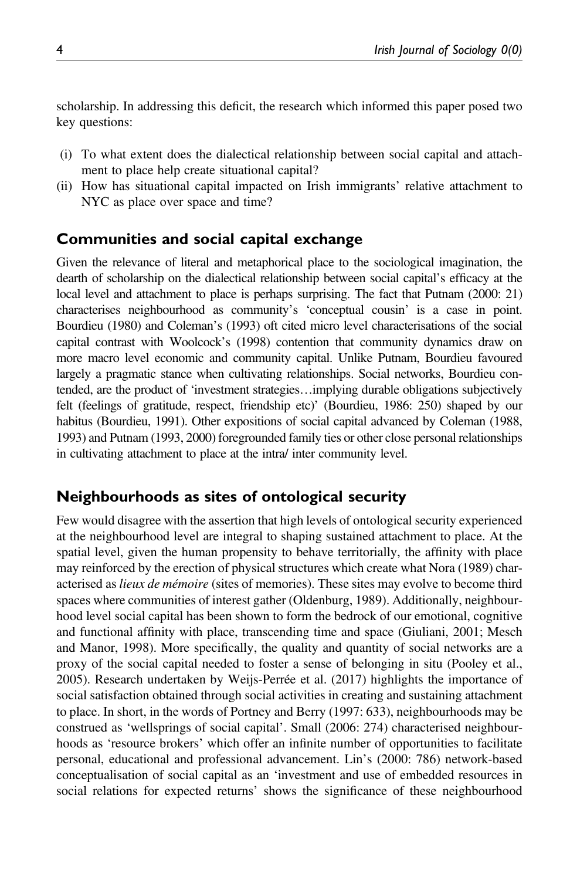scholarship. In addressing this deficit, the research which informed this paper posed two key questions:

(i) To what extent does the dialectical relationship between social capital and attachment to place help create situational capital?
(ii) How has situational capital impacted on Irish immigrants' relative attachment to NYC as place over space and time?

## Communities and social capital exchange

Given the relevance of literal and metaphorical place to the sociological imagination, the dearth of scholarship on the dialectical relationship between social capital's efficacy at the local level and attachment to place is perhaps surprising. The fact that Putnam (2000: 21) characterises neighbourhood as community's 'conceptual cousin' is a case in point. Bourdieu (1980) and Coleman's (1993) oft cited micro level characterisations of the social capital contrast with Woolcock's (1998) contention that community dynamics draw on more macro level economic and community capital. Unlike Putnam, Bourdieu favoured largely a pragmatic stance when cultivating relationships. Social networks, Bourdieu contended, are the product of 'investment strategies…implying durable obligations subjectively felt (feelings of gratitude, respect, friendship etc)' (Bourdieu, 1986: 250) shaped by our habitus (Bourdieu, 1991). Other expositions of social capital advanced by Coleman (1988, 1993) and Putnam (1993, 2000) foregrounded family ties or other close personal relationships in cultivating attachment to place at the intra/ inter community level.

## Neighbourhoods as sites of ontological security

Few would disagree with the assertion that high levels of ontological security experienced at the neighbourhood level are integral to shaping sustained attachment to place. At the spatial level, given the human propensity to behave territorially, the affinity with place may reinforced by the erection of physical structures which create what Nora (1989) characterised as *lieux de mémoire* (sites of memories). These sites may evolve to become third spaces where communities of interest gather (Oldenburg, 1989). Additionally, neighbourhood level social capital has been shown to form the bedrock of our emotional, cognitive and functional affinity with place, transcending time and space (Giuliani, 2001; Mesch and Manor, 1998). More specifically, the quality and quantity of social networks are a proxy of the social capital needed to foster a sense of belonging in situ (Pooley et al., 2005). Research undertaken by Weijs-Perrée et al. (2017) highlights the importance of social satisfaction obtained through social activities in creating and sustaining attachment to place. In short, in the words of Portney and Berry (1997: 633), neighbourhoods may be construed as 'wellsprings of social capital'. Small (2006: 274) characterised neighbourhoods as 'resource brokers' which offer an infinite number of opportunities to facilitate personal, educational and professional advancement. Lin's (2000: 786) network-based conceptualisation of social capital as an 'investment and use of embedded resources in social relations for expected returns' shows the significance of these neighbourhood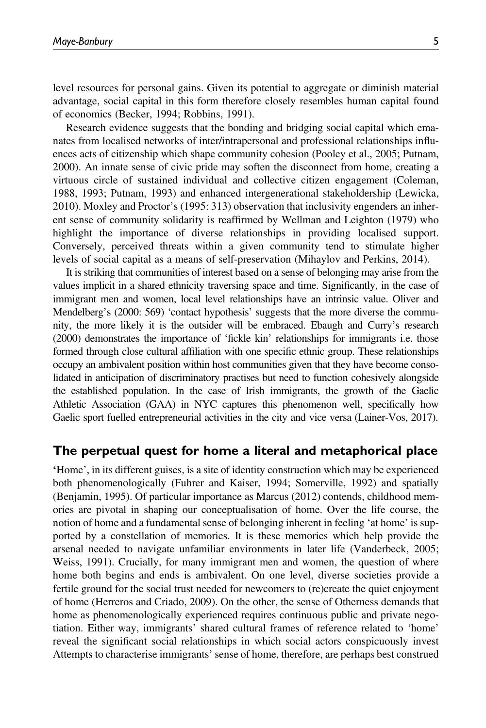level resources for personal gains. Given its potential to aggregate or diminish material advantage, social capital in this form therefore closely resembles human capital found of economics (Becker, 1994; Robbins, 1991).

Research evidence suggests that the bonding and bridging social capital which emanates from localised networks of inter/intrapersonal and professional relationships influences acts of citizenship which shape community cohesion (Pooley et al., 2005; Putnam, 2000). An innate sense of civic pride may soften the disconnect from home, creating a virtuous circle of sustained individual and collective citizen engagement (Coleman, 1988, 1993; Putnam, 1993) and enhanced intergenerational stakeholdership (Lewicka, 2010). Moxley and Proctor's (1995: 313) observation that inclusivity engenders an inherent sense of community solidarity is reaffirmed by Wellman and Leighton (1979) who highlight the importance of diverse relationships in providing localised support. Conversely, perceived threats within a given community tend to stimulate higher levels of social capital as a means of self-preservation (Mihaylov and Perkins, 2014).

It is striking that communities of interest based on a sense of belonging may arise from the values implicit in a shared ethnicity traversing space and time. Significantly, in the case of immigrant men and women, local level relationships have an intrinsic value. Oliver and Mendelberg's (2000: 569) 'contact hypothesis' suggests that the more diverse the community, the more likely it is the outsider will be embraced. Ebaugh and Curry's research (2000) demonstrates the importance of 'fickle kin' relationships for immigrants i.e. those formed through close cultural affiliation with one specific ethnic group. These relationships occupy an ambivalent position within host communities given that they have become consolidated in anticipation of discriminatory practises but need to function cohesively alongside the established population. In the case of Irish immigrants, the growth of the Gaelic Athletic Association (GAA) in NYC captures this phenomenon well, specifically how Gaelic sport fuelled entrepreneurial activities in the city and vice versa (Lainer-Vos, 2017).

## The perpetual quest for home a literal and metaphorical place

'Home', in its different guises, is a site of identity construction which may be experienced both phenomenologically (Fuhrer and Kaiser, 1994; Somerville, 1992) and spatially (Benjamin, 1995). Of particular importance as Marcus (2012) contends, childhood memories are pivotal in shaping our conceptualisation of home. Over the life course, the notion of home and a fundamental sense of belonging inherent in feeling 'at home' is supported by a constellation of memories. It is these memories which help provide the arsenal needed to navigate unfamiliar environments in later life (Vanderbeck, 2005; Weiss, 1991). Crucially, for many immigrant men and women, the question of where home both begins and ends is ambivalent. On one level, diverse societies provide a fertile ground for the social trust needed for newcomers to (re)create the quiet enjoyment of home (Herreros and Criado, 2009). On the other, the sense of Otherness demands that home as phenomenologically experienced requires continuous public and private negotiation. Either way, immigrants' shared cultural frames of reference related to 'home' reveal the significant social relationships in which social actors conspicuously invest Attempts to characterise immigrants' sense of home, therefore, are perhaps best construed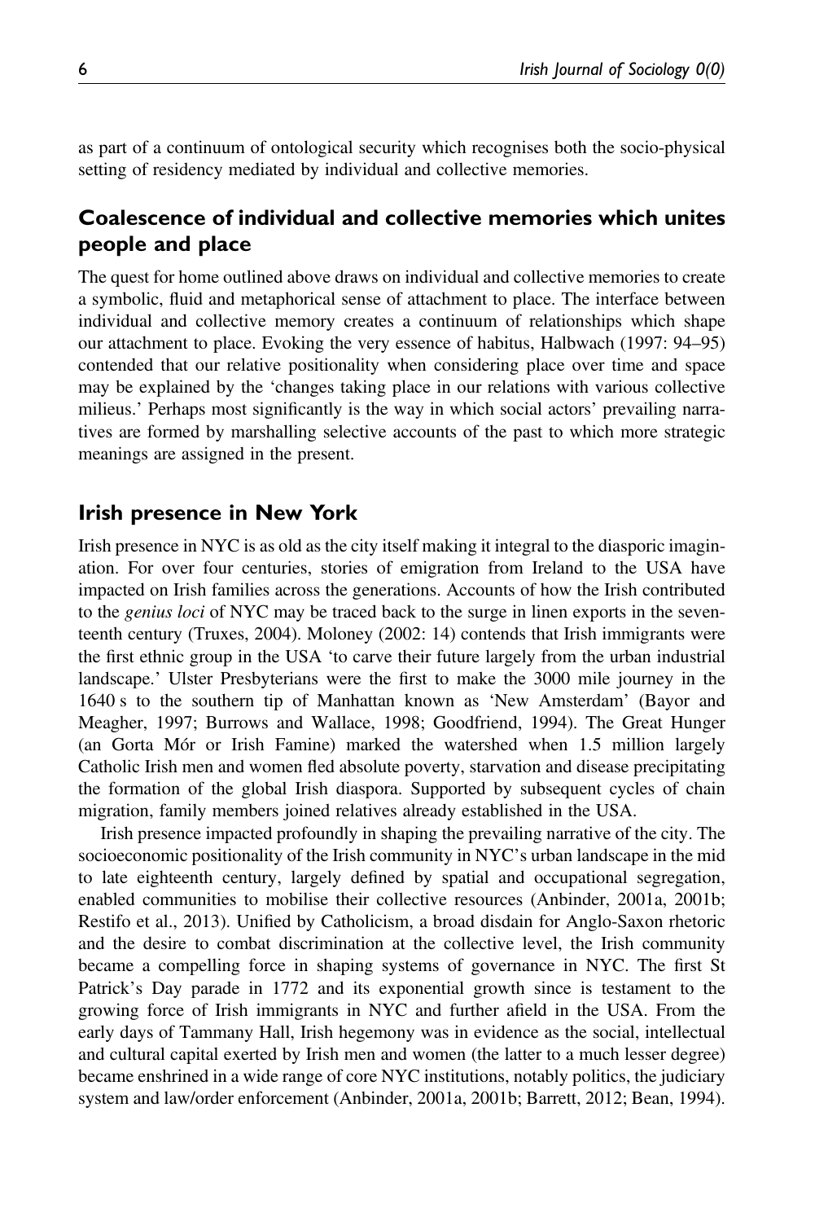as part of a continuum of ontological security which recognises both the socio-physical setting of residency mediated by individual and collective memories.

## Coalescence of individual and collective memories which unites people and place

The quest for home outlined above draws on individual and collective memories to create a symbolic, fluid and metaphorical sense of attachment to place. The interface between individual and collective memory creates a continuum of relationships which shape our attachment to place. Evoking the very essence of habitus, Halbwach (1997: 94–95) contended that our relative positionality when considering place over time and space may be explained by the 'changes taking place in our relations with various collective milieus.' Perhaps most significantly is the way in which social actors' prevailing narratives are formed by marshalling selective accounts of the past to which more strategic meanings are assigned in the present.

## Irish presence in New York

Irish presence in NYC is as old as the city itself making it integral to the diasporic imagination. For over four centuries, stories of emigration from Ireland to the USA have impacted on Irish families across the generations. Accounts of how the Irish contributed to the *genius loci* of NYC may be traced back to the surge in linen exports in the seventeenth century (Truxes, 2004). Moloney (2002: 14) contends that Irish immigrants were the first ethnic group in the USA 'to carve their future largely from the urban industrial landscape.' Ulster Presbyterians were the first to make the 3000 mile journey in the 1640 s to the southern tip of Manhattan known as 'New Amsterdam' (Bayor and Meagher, 1997; Burrows and Wallace, 1998; Goodfriend, 1994). The Great Hunger (an Gorta Mór or Irish Famine) marked the watershed when 1.5 million largely Catholic Irish men and women fled absolute poverty, starvation and disease precipitating the formation of the global Irish diaspora. Supported by subsequent cycles of chain migration, family members joined relatives already established in the USA.

Irish presence impacted profoundly in shaping the prevailing narrative of the city. The socioeconomic positionality of the Irish community in NYC's urban landscape in the mid to late eighteenth century, largely defined by spatial and occupational segregation, enabled communities to mobilise their collective resources (Anbinder, 2001a, 2001b; Restifo et al., 2013). Unified by Catholicism, a broad disdain for Anglo-Saxon rhetoric and the desire to combat discrimination at the collective level, the Irish community became a compelling force in shaping systems of governance in NYC. The first St Patrick's Day parade in 1772 and its exponential growth since is testament to the growing force of Irish immigrants in NYC and further afield in the USA. From the early days of Tammany Hall, Irish hegemony was in evidence as the social, intellectual and cultural capital exerted by Irish men and women (the latter to a much lesser degree) became enshrined in a wide range of core NYC institutions, notably politics, the judiciary system and law/order enforcement (Anbinder, 2001a, 2001b; Barrett, 2012; Bean, 1994).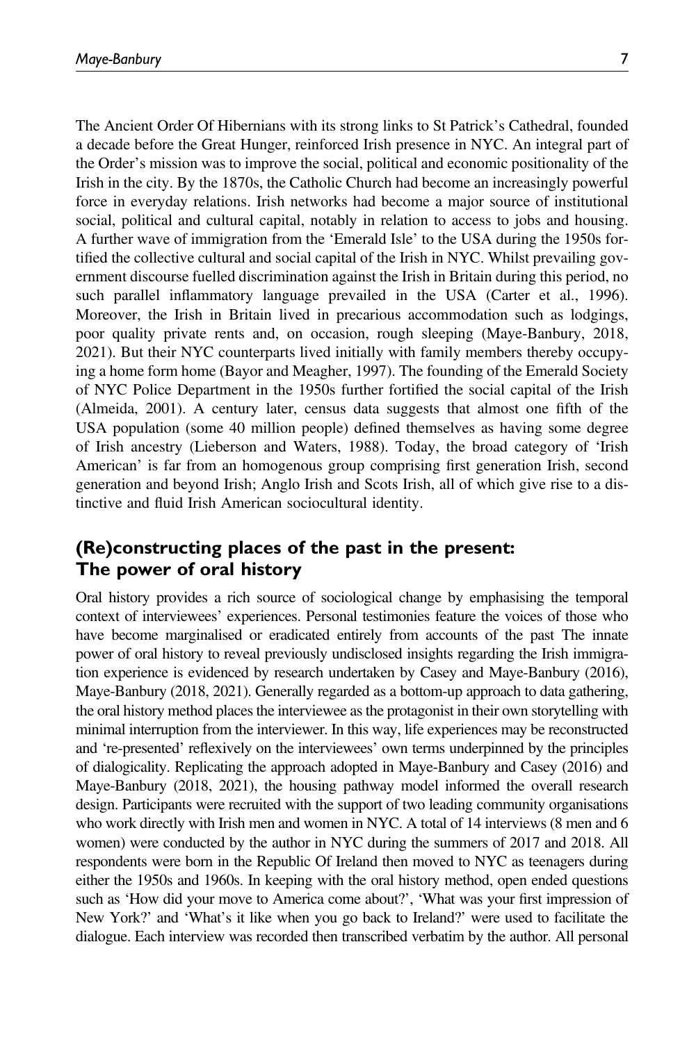The Ancient Order Of Hibernians with its strong links to St Patrick's Cathedral, founded a decade before the Great Hunger, reinforced Irish presence in NYC. An integral part of the Order's mission was to improve the social, political and economic positionality of the Irish in the city. By the 1870s, the Catholic Church had become an increasingly powerful force in everyday relations. Irish networks had become a major source of institutional social, political and cultural capital, notably in relation to access to jobs and housing. A further wave of immigration from the 'Emerald Isle' to the USA during the 1950s fortified the collective cultural and social capital of the Irish in NYC. Whilst prevailing government discourse fuelled discrimination against the Irish in Britain during this period, no such parallel inflammatory language prevailed in the USA (Carter et al., 1996). Moreover, the Irish in Britain lived in precarious accommodation such as lodgings, poor quality private rents and, on occasion, rough sleeping (Maye-Banbury, 2018, 2021). But their NYC counterparts lived initially with family members thereby occupying a home form home (Bayor and Meagher, 1997). The founding of the Emerald Society of NYC Police Department in the 1950s further fortified the social capital of the Irish (Almeida, 2001). A century later, census data suggests that almost one fifth of the USA population (some 40 million people) defined themselves as having some degree of Irish ancestry (Lieberson and Waters, 1988). Today, the broad category of 'Irish American' is far from an homogenous group comprising first generation Irish, second generation and beyond Irish; Anglo Irish and Scots Irish, all of which give rise to a distinctive and fluid Irish American sociocultural identity.

## (Re)constructing places of the past in the present: The power of oral history

Oral history provides a rich source of sociological change by emphasising the temporal context of interviewees' experiences. Personal testimonies feature the voices of those who have become marginalised or eradicated entirely from accounts of the past The innate power of oral history to reveal previously undisclosed insights regarding the Irish immigration experience is evidenced by research undertaken by Casey and Maye-Banbury (2016), Maye-Banbury (2018, 2021). Generally regarded as a bottom-up approach to data gathering, the oral history method places the interviewee as the protagonist in their own storytelling with minimal interruption from the interviewer. In this way, life experiences may be reconstructed and 're-presented' reflexively on the interviewees' own terms underpinned by the principles of dialogicality. Replicating the approach adopted in Maye-Banbury and Casey (2016) and Maye-Banbury (2018, 2021), the housing pathway model informed the overall research design. Participants were recruited with the support of two leading community organisations who work directly with Irish men and women in NYC. A total of 14 interviews (8 men and 6 women) were conducted by the author in NYC during the summers of 2017 and 2018. All respondents were born in the Republic Of Ireland then moved to NYC as teenagers during either the 1950s and 1960s. In keeping with the oral history method, open ended questions such as 'How did your move to America come about?', 'What was your first impression of New York?' and 'What's it like when you go back to Ireland?' were used to facilitate the dialogue. Each interview was recorded then transcribed verbatim by the author. All personal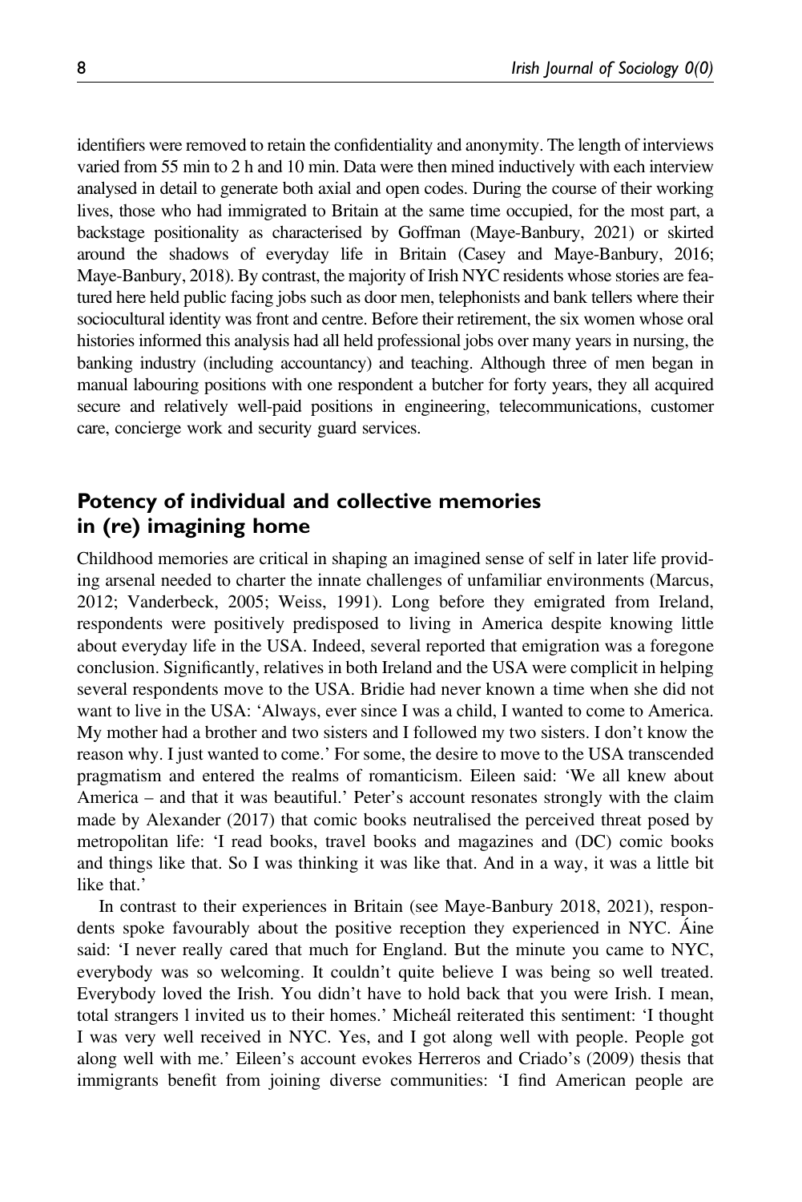identifiers were removed to retain the confidentiality and anonymity. The length of interviews varied from 55 min to 2 h and 10 min. Data were then mined inductively with each interview analysed in detail to generate both axial and open codes. During the course of their working lives, those who had immigrated to Britain at the same time occupied, for the most part, a backstage positionality as characterised by Goffman (Maye-Banbury, 2021) or skirted around the shadows of everyday life in Britain (Casey and Maye-Banbury, 2016; Maye-Banbury, 2018). By contrast, the majority of Irish NYC residents whose stories are featured here held public facing jobs such as door men, telephonists and bank tellers where their sociocultural identity was front and centre. Before their retirement, the six women whose oral histories informed this analysis had all held professional jobs over many years in nursing, the banking industry (including accountancy) and teaching. Although three of men began in manual labouring positions with one respondent a butcher for forty years, they all acquired secure and relatively well-paid positions in engineering, telecommunications, customer care, concierge work and security guard services.

## Potency of individual and collective memories in (re) imagining home

Childhood memories are critical in shaping an imagined sense of self in later life providing arsenal needed to charter the innate challenges of unfamiliar environments (Marcus, 2012; Vanderbeck, 2005; Weiss, 1991). Long before they emigrated from Ireland, respondents were positively predisposed to living in America despite knowing little about everyday life in the USA. Indeed, several reported that emigration was a foregone conclusion. Significantly, relatives in both Ireland and the USA were complicit in helping several respondents move to the USA. Bridie had never known a time when she did not want to live in the USA: 'Always, ever since I was a child, I wanted to come to America. My mother had a brother and two sisters and I followed my two sisters. I don't know the reason why. I just wanted to come.' For some, the desire to move to the USA transcended pragmatism and entered the realms of romanticism. Eileen said: 'We all knew about America – and that it was beautiful.' Peter's account resonates strongly with the claim made by Alexander (2017) that comic books neutralised the perceived threat posed by metropolitan life: 'I read books, travel books and magazines and (DC) comic books and things like that. So I was thinking it was like that. And in a way, it was a little bit like that.'

In contrast to their experiences in Britain (see Maye-Banbury 2018, 2021), respondents spoke favourably about the positive reception they experienced in NYC. Áine said: 'I never really cared that much for England. But the minute you came to NYC, everybody was so welcoming. It couldn't quite believe I was being so well treated. Everybody loved the Irish. You didn't have to hold back that you were Irish. I mean, total strangers l invited us to their homes.' Micheál reiterated this sentiment: 'I thought I was very well received in NYC. Yes, and I got along well with people. People got along well with me.' Eileen's account evokes Herreros and Criado's (2009) thesis that immigrants benefit from joining diverse communities: 'I find American people are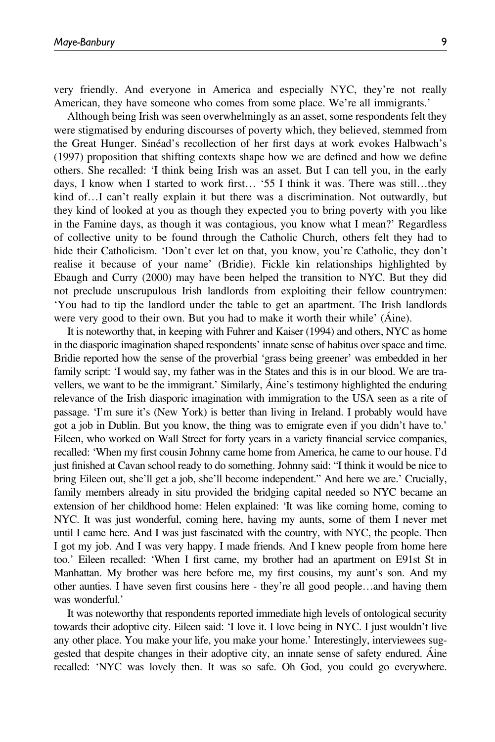very friendly. And everyone in America and especially NYC, they're not really American, they have someone who comes from some place. We're all immigrants.'

Although being Irish was seen overwhelmingly as an asset, some respondents felt they were stigmatised by enduring discourses of poverty which, they believed, stemmed from the Great Hunger. Sinéad's recollection of her first days at work evokes Halbwach's (1997) proposition that shifting contexts shape how we are defined and how we define others. She recalled: 'I think being Irish was an asset. But I can tell you, in the early days, I know when I started to work first… '55 I think it was. There was still…they kind of…I can't really explain it but there was a discrimination. Not outwardly, but they kind of looked at you as though they expected you to bring poverty with you like in the Famine days, as though it was contagious, you know what I mean?' Regardless of collective unity to be found through the Catholic Church, others felt they had to hide their Catholicism. 'Don't ever let on that, you know, you're Catholic, they don't realise it because of your name' (Bridie). Fickle kin relationships highlighted by Ebaugh and Curry (2000) may have been helped the transition to NYC. But they did not preclude unscrupulous Irish landlords from exploiting their fellow countrymen: 'You had to tip the landlord under the table to get an apartment. The Irish landlords were very good to their own. But you had to make it worth their while' (Áine).

It is noteworthy that, in keeping with Fuhrer and Kaiser (1994) and others, NYC as home in the diasporic imagination shaped respondents' innate sense of habitus over space and time. Bridie reported how the sense of the proverbial 'grass being greener' was embedded in her family script: 'I would say, my father was in the States and this is in our blood. We are travellers, we want to be the immigrant.' Similarly, Áine's testimony highlighted the enduring relevance of the Irish diasporic imagination with immigration to the USA seen as a rite of passage. 'I'm sure it's (New York) is better than living in Ireland. I probably would have got a job in Dublin. But you know, the thing was to emigrate even if you didn't have to.' Eileen, who worked on Wall Street for forty years in a variety financial service companies, recalled: 'When my first cousin Johnny came home from America, he came to our house. I'd just finished at Cavan school ready to do something. Johnny said: "I think it would be nice to bring Eileen out, she'll get a job, she'll become independent." And here we are.' Crucially, family members already in situ provided the bridging capital needed so NYC became an extension of her childhood home: Helen explained: 'It was like coming home, coming to NYC. It was just wonderful, coming here, having my aunts, some of them I never met until I came here. And I was just fascinated with the country, with NYC, the people. Then I got my job. And I was very happy. I made friends. And I knew people from home here too.' Eileen recalled: 'When I first came, my brother had an apartment on E91st St in Manhattan. My brother was here before me, my first cousins, my aunt's son. And my other aunties. I have seven first cousins here - they're all good people…and having them was wonderful.'

It was noteworthy that respondents reported immediate high levels of ontological security towards their adoptive city. Eileen said: 'I love it. I love being in NYC. I just wouldn't live any other place. You make your life, you make your home.' Interestingly, interviewees suggested that despite changes in their adoptive city, an innate sense of safety endured. Áine recalled: 'NYC was lovely then. It was so safe. Oh God, you could go everywhere.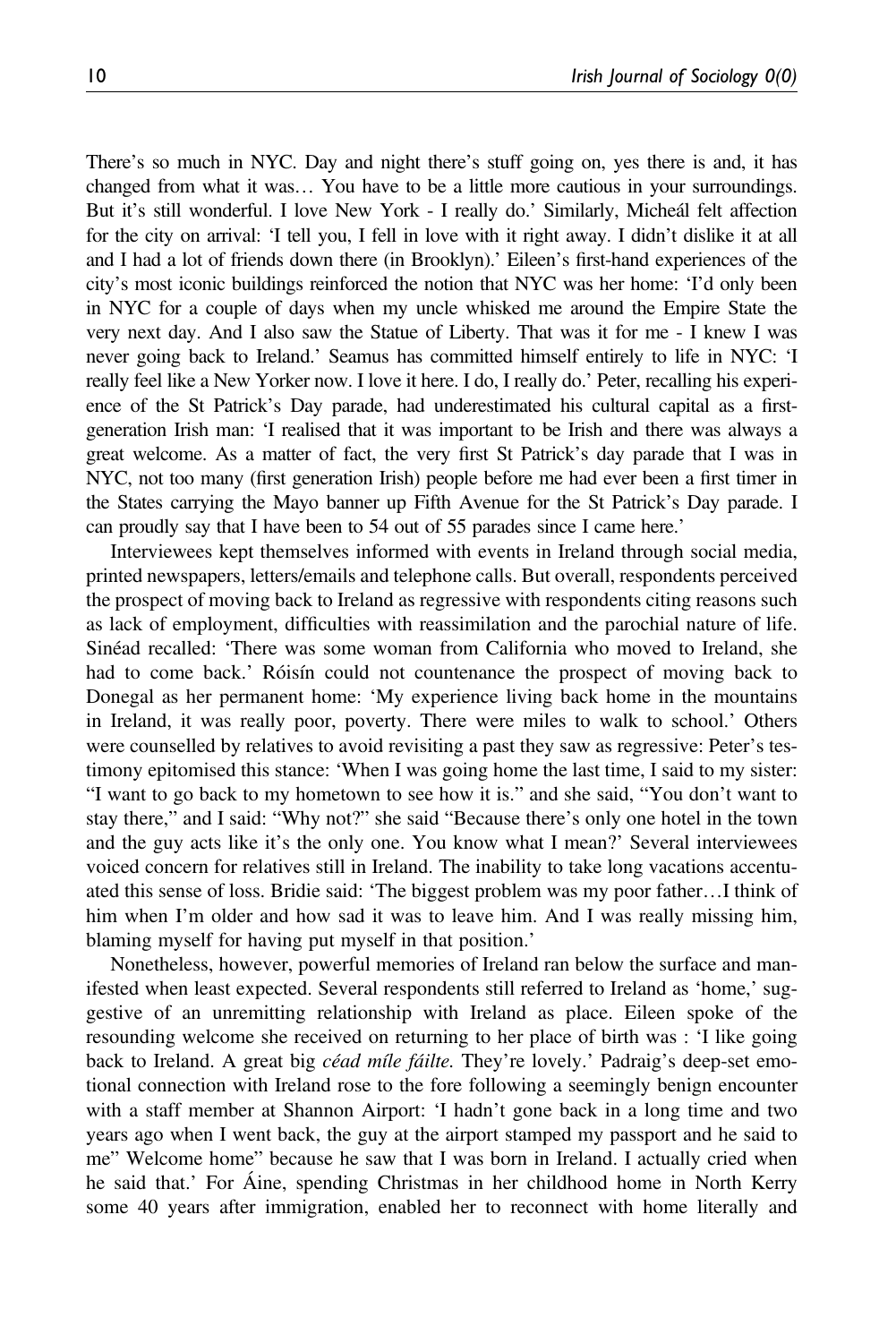There's so much in NYC. Day and night there's stuff going on, yes there is and, it has changed from what it was… You have to be a little more cautious in your surroundings. But it's still wonderful. I love New York - I really do.' Similarly, Micheál felt affection for the city on arrival: 'I tell you, I fell in love with it right away. I didn't dislike it at all and I had a lot of friends down there (in Brooklyn).' Eileen's first-hand experiences of the city's most iconic buildings reinforced the notion that NYC was her home: 'I'd only been in NYC for a couple of days when my uncle whisked me around the Empire State the very next day. And I also saw the Statue of Liberty. That was it for me - I knew I was never going back to Ireland.' Seamus has committed himself entirely to life in NYC: 'I really feel like a New Yorker now. I love it here. I do, I really do.' Peter, recalling his experience of the St Patrick's Day parade, had underestimated his cultural capital as a first-generation Irish man: 'I realised that it was important to be Irish and there was always a great welcome. As a matter of fact, the very first St Patrick's day parade that I was in NYC, not too many (first generation Irish) people before me had ever been a first timer in the States carrying the Mayo banner up Fifth Avenue for the St Patrick's Day parade. I can proudly say that I have been to 54 out of 55 parades since I came here.'

Interviewees kept themselves informed with events in Ireland through social media, printed newspapers, letters/emails and telephone calls. But overall, respondents perceived the prospect of moving back to Ireland as regressive with respondents citing reasons such as lack of employment, difficulties with reassimilation and the parochial nature of life. Sinéad recalled: 'There was some woman from California who moved to Ireland, she had to come back.' Róisín could not countenance the prospect of moving back to Donegal as her permanent home: 'My experience living back home in the mountains in Ireland, it was really poor, poverty. There were miles to walk to school.' Others were counselled by relatives to avoid revisiting a past they saw as regressive: Peter's testimony epitomised this stance: 'When I was going home the last time, I said to my sister: "I want to go back to my hometown to see how it is." and she said, "You don't want to stay there," and I said: "Why not?" she said "Because there's only one hotel in the town and the guy acts like it's the only one. You know what I mean?' Several interviewees voiced concern for relatives still in Ireland. The inability to take long vacations accentuated this sense of loss. Bridie said: 'The biggest problem was my poor father…I think of him when I'm older and how sad it was to leave him. And I was really missing him, blaming myself for having put myself in that position.'

Nonetheless, however, powerful memories of Ireland ran below the surface and manifested when least expected. Several respondents still referred to Ireland as 'home,' suggestive of an unremitting relationship with Ireland as place. Eileen spoke of the resounding welcome she received on returning to her place of birth was : 'I like going back to Ireland. A great big *céad míle fáilte.* They're lovely.' Padraig's deep-set emotional connection with Ireland rose to the fore following a seemingly benign encounter with a staff member at Shannon Airport: 'I hadn't gone back in a long time and two years ago when I went back, the guy at the airport stamped my passport and he said to me" Welcome home" because he saw that I was born in Ireland. I actually cried when he said that.' For Áine, spending Christmas in her childhood home in North Kerry some 40 years after immigration, enabled her to reconnect with home literally and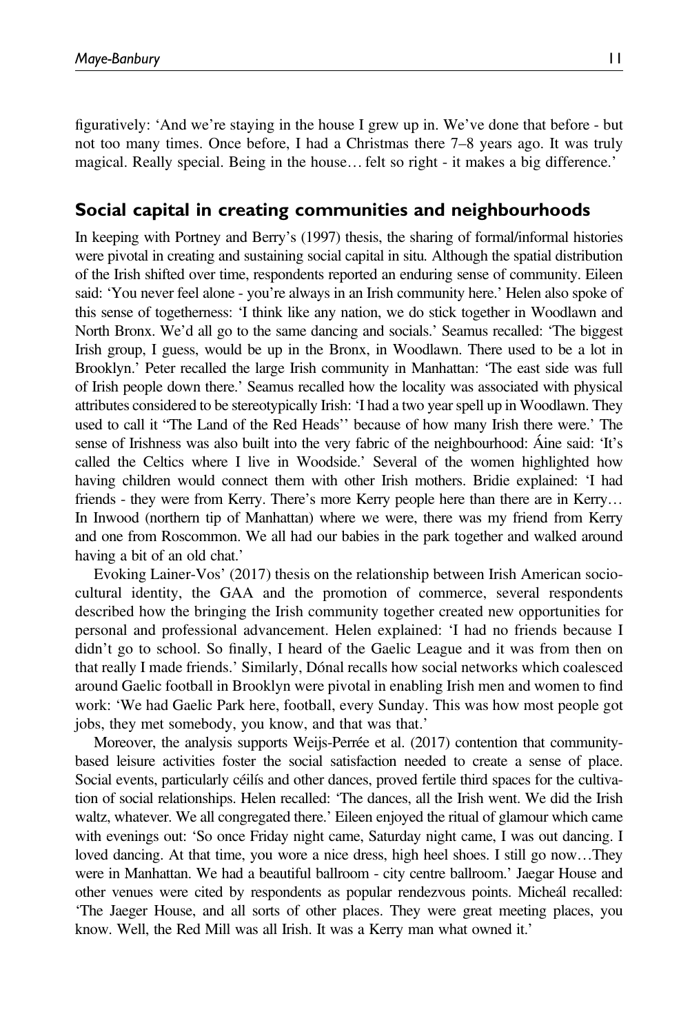figuratively: 'And we're staying in the house I grew up in. We've done that before - but not too many times. Once before, I had a Christmas there 7–8 years ago. It was truly magical. Really special. Being in the house… felt so right - it makes a big difference.'

## Social capital in creating communities and neighbourhoods

In keeping with Portney and Berry's (1997) thesis, the sharing of formal/informal histories were pivotal in creating and sustaining social capital in situ. Although the spatial distribution of the Irish shifted over time, respondents reported an enduring sense of community. Eileen said: 'You never feel alone - you're always in an Irish community here.' Helen also spoke of this sense of togetherness: 'I think like any nation, we do stick together in Woodlawn and North Bronx. We'd all go to the same dancing and socials.' Seamus recalled: 'The biggest Irish group, I guess, would be up in the Bronx, in Woodlawn. There used to be a lot in Brooklyn.' Peter recalled the large Irish community in Manhattan: 'The east side was full of Irish people down there.' Seamus recalled how the locality was associated with physical attributes considered to be stereotypically Irish: 'I had a two year spell up in Woodlawn. They used to call it "The Land of the Red Heads'' because of how many Irish there were.' The sense of Irishness was also built into the very fabric of the neighbourhood: Áine said: 'It's called the Celtics where I live in Woodside.' Several of the women highlighted how having children would connect them with other Irish mothers. Bridie explained: 'I had friends - they were from Kerry. There's more Kerry people here than there are in Kerry… In Inwood (northern tip of Manhattan) where we were, there was my friend from Kerry and one from Roscommon. We all had our babies in the park together and walked around having a bit of an old chat.'

Evoking Lainer-Vos' (2017) thesis on the relationship between Irish American socio-cultural identity, the GAA and the promotion of commerce, several respondents described how the bringing the Irish community together created new opportunities for personal and professional advancement. Helen explained: 'I had no friends because I didn't go to school. So finally, I heard of the Gaelic League and it was from then on that really I made friends.' Similarly, Dónal recalls how social networks which coalesced around Gaelic football in Brooklyn were pivotal in enabling Irish men and women to find work: 'We had Gaelic Park here, football, every Sunday. This was how most people got jobs, they met somebody, you know, and that was that.'

Moreover, the analysis supports Weijs-Perrée et al. (2017) contention that community-based leisure activities foster the social satisfaction needed to create a sense of place. Social events, particularly céilís and other dances, proved fertile third spaces for the cultivation of social relationships. Helen recalled: 'The dances, all the Irish went. We did the Irish waltz, whatever. We all congregated there.' Eileen enjoyed the ritual of glamour which came with evenings out: 'So once Friday night came, Saturday night came, I was out dancing. I loved dancing. At that time, you wore a nice dress, high heel shoes. I still go now…They were in Manhattan. We had a beautiful ballroom - city centre ballroom.' Jaegar House and other venues were cited by respondents as popular rendezvous points. Micheál recalled: 'The Jaeger House, and all sorts of other places. They were great meeting places, you know. Well, the Red Mill was all Irish. It was a Kerry man what owned it.'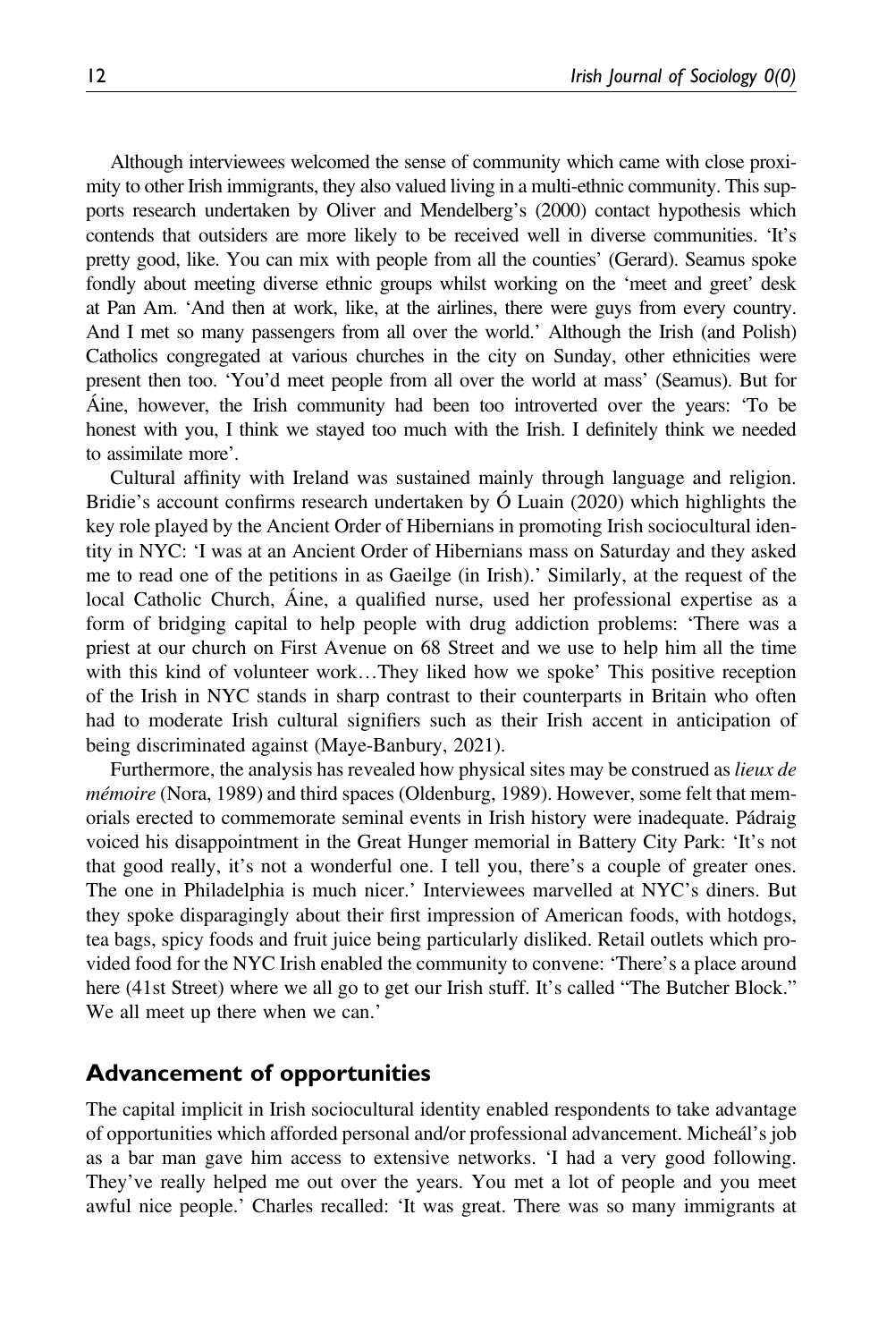Although interviewees welcomed the sense of community which came with close proximity to other Irish immigrants, they also valued living in a multi-ethnic community. This supports research undertaken by Oliver and Mendelberg's (2000) contact hypothesis which contends that outsiders are more likely to be received well in diverse communities. 'It's pretty good, like. You can mix with people from all the counties' (Gerard). Seamus spoke fondly about meeting diverse ethnic groups whilst working on the 'meet and greet' desk at Pan Am. 'And then at work, like, at the airlines, there were guys from every country. And I met so many passengers from all over the world.' Although the Irish (and Polish) Catholics congregated at various churches in the city on Sunday, other ethnicities were present then too. 'You'd meet people from all over the world at mass' (Seamus). But for Áine, however, the Irish community had been too introverted over the years: 'To be honest with you, I think we stayed too much with the Irish. I definitely think we needed to assimilate more'.

Cultural affinity with Ireland was sustained mainly through language and religion. Bridie's account confirms research undertaken by Ó Luain (2020) which highlights the key role played by the Ancient Order of Hibernians in promoting Irish sociocultural identity in NYC: 'I was at an Ancient Order of Hibernians mass on Saturday and they asked me to read one of the petitions in as Gaeilge (in Irish).' Similarly, at the request of the local Catholic Church, Áine, a qualified nurse, used her professional expertise as a form of bridging capital to help people with drug addiction problems: 'There was a priest at our church on First Avenue on 68 Street and we use to help him all the time with this kind of volunteer work…They liked how we spoke' This positive reception of the Irish in NYC stands in sharp contrast to their counterparts in Britain who often had to moderate Irish cultural signifiers such as their Irish accent in anticipation of being discriminated against (Maye-Banbury, 2021).

Furthermore, the analysis has revealed how physical sites may be construed as *lieux de mémoire* (Nora, 1989) and third spaces (Oldenburg, 1989). However, some felt that memorials erected to commemorate seminal events in Irish history were inadequate. Pádraig voiced his disappointment in the Great Hunger memorial in Battery City Park: 'It's not that good really, it's not a wonderful one. I tell you, there's a couple of greater ones. The one in Philadelphia is much nicer.' Interviewees marvelled at NYC's diners. But they spoke disparagingly about their first impression of American foods, with hotdogs, tea bags, spicy foods and fruit juice being particularly disliked. Retail outlets which provided food for the NYC Irish enabled the community to convene: 'There's a place around here (41st Street) where we all go to get our Irish stuff. It's called "The Butcher Block." We all meet up there when we can.'

## Advancement of opportunities

The capital implicit in Irish sociocultural identity enabled respondents to take advantage of opportunities which afforded personal and/or professional advancement. Micheál's job as a bar man gave him access to extensive networks. 'I had a very good following. They've really helped me out over the years. You met a lot of people and you meet awful nice people.' Charles recalled: 'It was great. There was so many immigrants at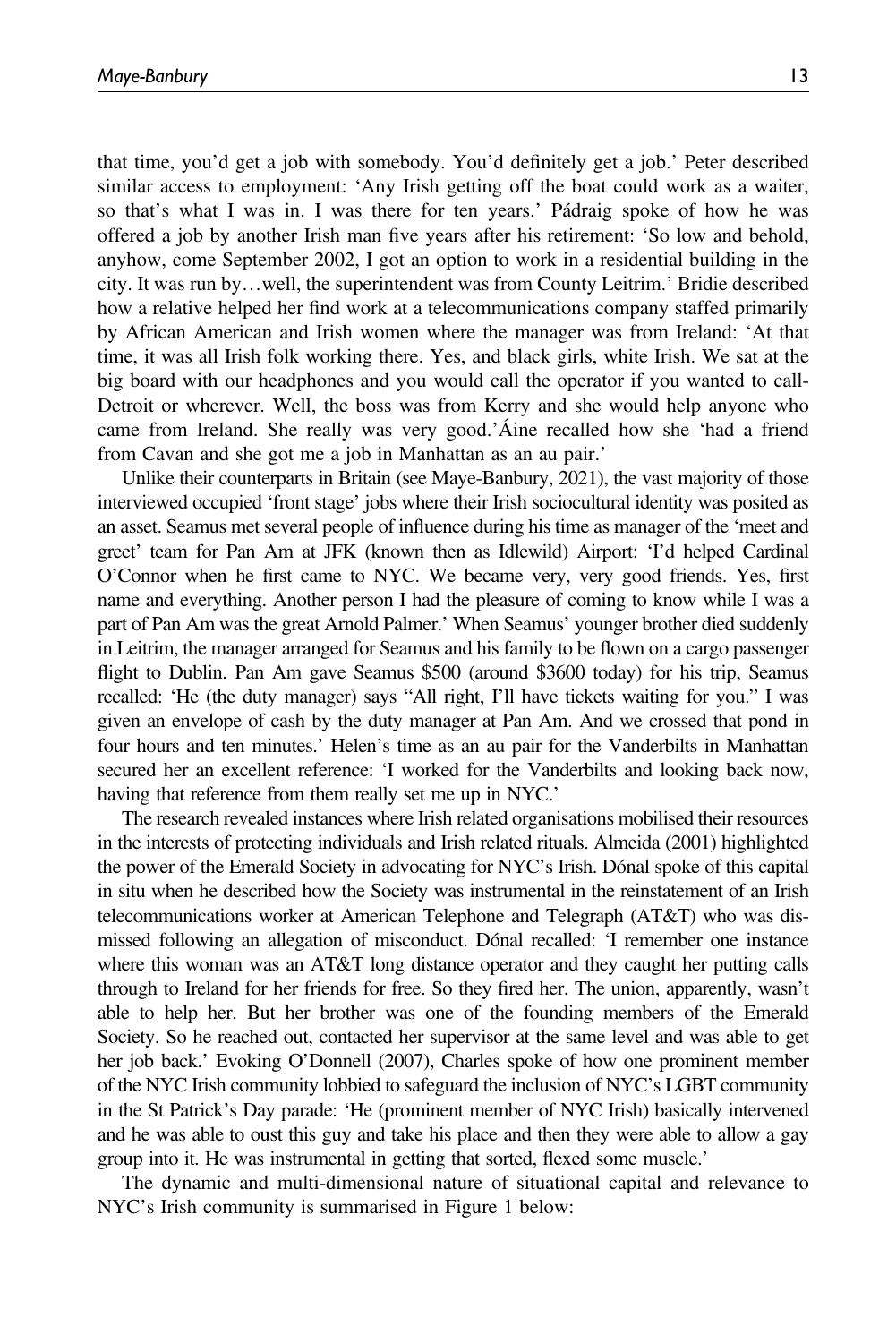that time, you'd get a job with somebody. You'd definitely get a job.' Peter described similar access to employment: 'Any Irish getting off the boat could work as a waiter, so that's what I was in. I was there for ten years.' Pádraig spoke of how he was offered a job by another Irish man five years after his retirement: 'So low and behold, anyhow, come September 2002, I got an option to work in a residential building in the city. It was run by…well, the superintendent was from County Leitrim.' Bridie described how a relative helped her find work at a telecommunications company staffed primarily by African American and Irish women where the manager was from Ireland: 'At that time, it was all Irish folk working there. Yes, and black girls, white Irish. We sat at the big board with our headphones and you would call the operator if you wanted to call-Detroit or wherever. Well, the boss was from Kerry and she would help anyone who came from Ireland. She really was very good.' Áine recalled how she 'had a friend from Cavan and she got me a job in Manhattan as an au pair.'

Unlike their counterparts in Britain (see Maye-Banbury, 2021), the vast majority of those interviewed occupied 'front stage' jobs where their Irish sociocultural identity was posited as an asset. Seamus met several people of influence during his time as manager of the 'meet and greet' team for Pan Am at JFK (known then as Idlewild) Airport: 'I'd helped Cardinal O'Connor when he first came to NYC. We became very, very good friends. Yes, first name and everything. Another person I had the pleasure of coming to know while I was a part of Pan Am was the great Arnold Palmer.' When Seamus' younger brother died suddenly in Leitrim, the manager arranged for Seamus and his family to be flown on a cargo passenger flight to Dublin. Pan Am gave Seamus $500 (around $3600 today) for his trip, Seamus recalled: 'He (the duty manager) says "All right, I'll have tickets waiting for you." I was given an envelope of cash by the duty manager at Pan Am. And we crossed that pond in four hours and ten minutes.' Helen's time as an au pair for the Vanderbilts in Manhattan secured her an excellent reference: 'I worked for the Vanderbilts and looking back now, having that reference from them really set me up in NYC.'

The research revealed instances where Irish related organisations mobilised their resources in the interests of protecting individuals and Irish related rituals. Almeida (2001) highlighted the power of the Emerald Society in advocating for NYC's Irish. Dónal spoke of this capital in situ when he described how the Society was instrumental in the reinstatement of an Irish telecommunications worker at American Telephone and Telegraph (AT&T) who was dismissed following an allegation of misconduct. Dónal recalled: 'I remember one instance where this woman was an AT&T long distance operator and they caught her putting calls through to Ireland for her friends for free. So they fired her. The union, apparently, wasn't able to help her. But her brother was one of the founding members of the Emerald Society. So he reached out, contacted her supervisor at the same level and was able to get her job back.' Evoking O'Donnell (2007), Charles spoke of how one prominent member of the NYC Irish community lobbied to safeguard the inclusion of NYC's LGBT community in the St Patrick's Day parade: 'He (prominent member of NYC Irish) basically intervened and he was able to oust this guy and take his place and then they were able to allow a gay group into it. He was instrumental in getting that sorted, flexed some muscle.'

The dynamic and multi-dimensional nature of situational capital and relevance to NYC's Irish community is summarised in Figure 1 below: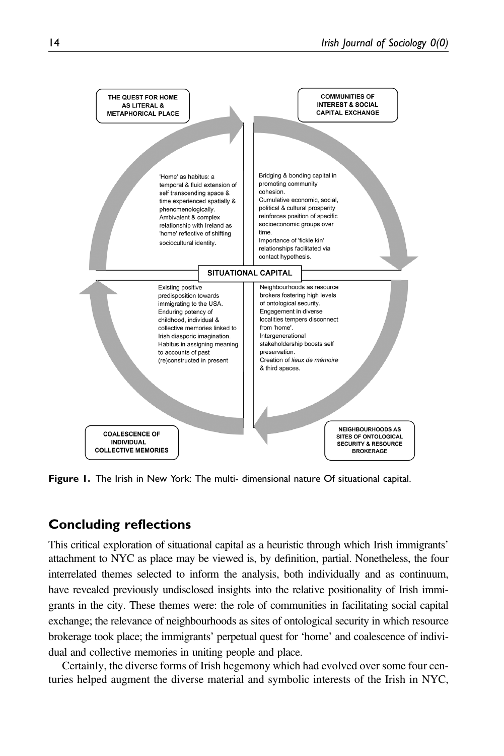THE QUEST FOR HOME AS LITERAL & METAPHORICAL PLACE

COMMUNITIES OF INTEREST & SOCIAL CAPITAL EXCHANGE

'Home' as habitus: a temporal & fluid extension of self transcending space & time experienced spatially & phenomenologically. Ambivalent & complex relationship with Ireland as 'home' reflective of shifting sociocultural identity.

Bridging & bonding capital in promoting community cohesion. Cumulative economic, social, political & cultural prosperity reinforces position of specific socioeconomic groups over time. Importance of 'fickle kin' relationships facilitated via contact hypothesis.

SITUATIONAL CAPITAL

Existing positive predisposition towards immigrating to the USA. Enduring potency of childhood, individual & collective memories linked to Irish diasporic imagination. Habitus in assigning meaning to accounts of past (re)constructed in present

Neighbourhoods as resource brokers fostering high levels of ontological security. Engagement in diverse localities tempers disconnect from 'home'. Intergenerational stakeholdership boosts self preservation. Creation of *lieux de mémoire* & third spaces.

COALESCENCE OF INDIVIDUAL COLLECTIVE MEMORIES

NEIGHBOURHOODS AS SITES OF ONTOLOGICAL SECURITY & RESOURCE BROKERAGE

**Figure 1.** The Irish in New York: The multi- dimensional nature Of situational capital.

## Concluding reflections

This critical exploration of situational capital as a heuristic through which Irish immigrants' attachment to NYC as place may be viewed is, by definition, partial. Nonetheless, the four interrelated themes selected to inform the analysis, both individually and as continuum, have revealed previously undisclosed insights into the relative positionality of Irish immigrants in the city. These themes were: the role of communities in facilitating social capital exchange; the relevance of neighbourhoods as sites of ontological security in which resource brokerage took place; the immigrants' perpetual quest for 'home' and coalescence of individual and collective memories in uniting people and place.

Certainly, the diverse forms of Irish hegemony which had evolved over some four centuries helped augment the diverse material and symbolic interests of the Irish in NYC,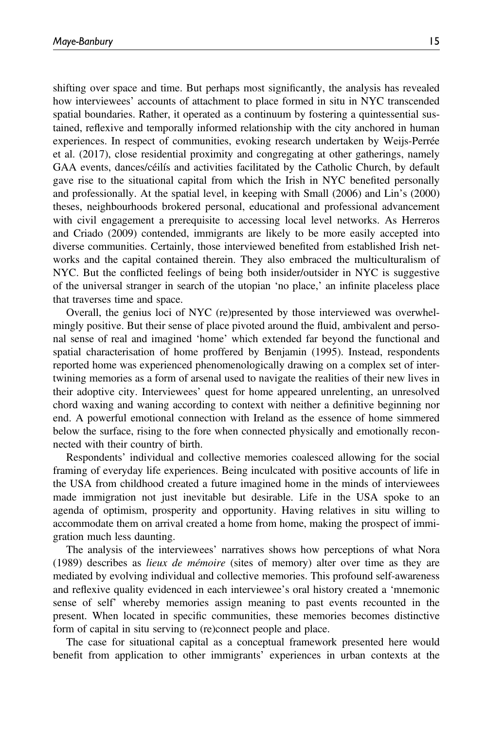shifting over space and time. But perhaps most significantly, the analysis has revealed how interviewees' accounts of attachment to place formed in situ in NYC transcended spatial boundaries. Rather, it operated as a continuum by fostering a quintessential sustained, reflexive and temporally informed relationship with the city anchored in human experiences. In respect of communities, evoking research undertaken by Weijs-Perrée et al. (2017), close residential proximity and congregating at other gatherings, namely GAA events, dances/céilís and activities facilitated by the Catholic Church, by default gave rise to the situational capital from which the Irish in NYC benefited personally and professionally. At the spatial level, in keeping with Small (2006) and Lin's (2000) theses, neighbourhoods brokered personal, educational and professional advancement with civil engagement a prerequisite to accessing local level networks. As Herreros and Criado (2009) contended, immigrants are likely to be more easily accepted into diverse communities. Certainly, those interviewed benefited from established Irish networks and the capital contained therein. They also embraced the multiculturalism of NYC. But the conflicted feelings of being both insider/outsider in NYC is suggestive of the universal stranger in search of the utopian 'no place,' an infinite placeless place that traverses time and space.

Overall, the genius loci of NYC (re)presented by those interviewed was overwhelmingly positive. But their sense of place pivoted around the fluid, ambivalent and personal sense of real and imagined 'home' which extended far beyond the functional and spatial characterisation of home proffered by Benjamin (1995). Instead, respondents reported home was experienced phenomenologically drawing on a complex set of intertwining memories as a form of arsenal used to navigate the realities of their new lives in their adoptive city. Interviewees' quest for home appeared unrelenting, an unresolved chord waxing and waning according to context with neither a definitive beginning nor end. A powerful emotional connection with Ireland as the essence of home simmered below the surface, rising to the fore when connected physically and emotionally reconnected with their country of birth.

Respondents' individual and collective memories coalesced allowing for the social framing of everyday life experiences. Being inculcated with positive accounts of life in the USA from childhood created a future imagined home in the minds of interviewees made immigration not just inevitable but desirable. Life in the USA spoke to an agenda of optimism, prosperity and opportunity. Having relatives in situ willing to accommodate them on arrival created a home from home, making the prospect of immigration much less daunting.

The analysis of the interviewees' narratives shows how perceptions of what Nora (1989) describes as *lieux de mémoire* (sites of memory) alter over time as they are mediated by evolving individual and collective memories. This profound self-awareness and reflexive quality evidenced in each interviewee's oral history created a 'mnemonic sense of self' whereby memories assign meaning to past events recounted in the present. When located in specific communities, these memories becomes distinctive form of capital in situ serving to (re)connect people and place.

The case for situational capital as a conceptual framework presented here would benefit from application to other immigrants' experiences in urban contexts at the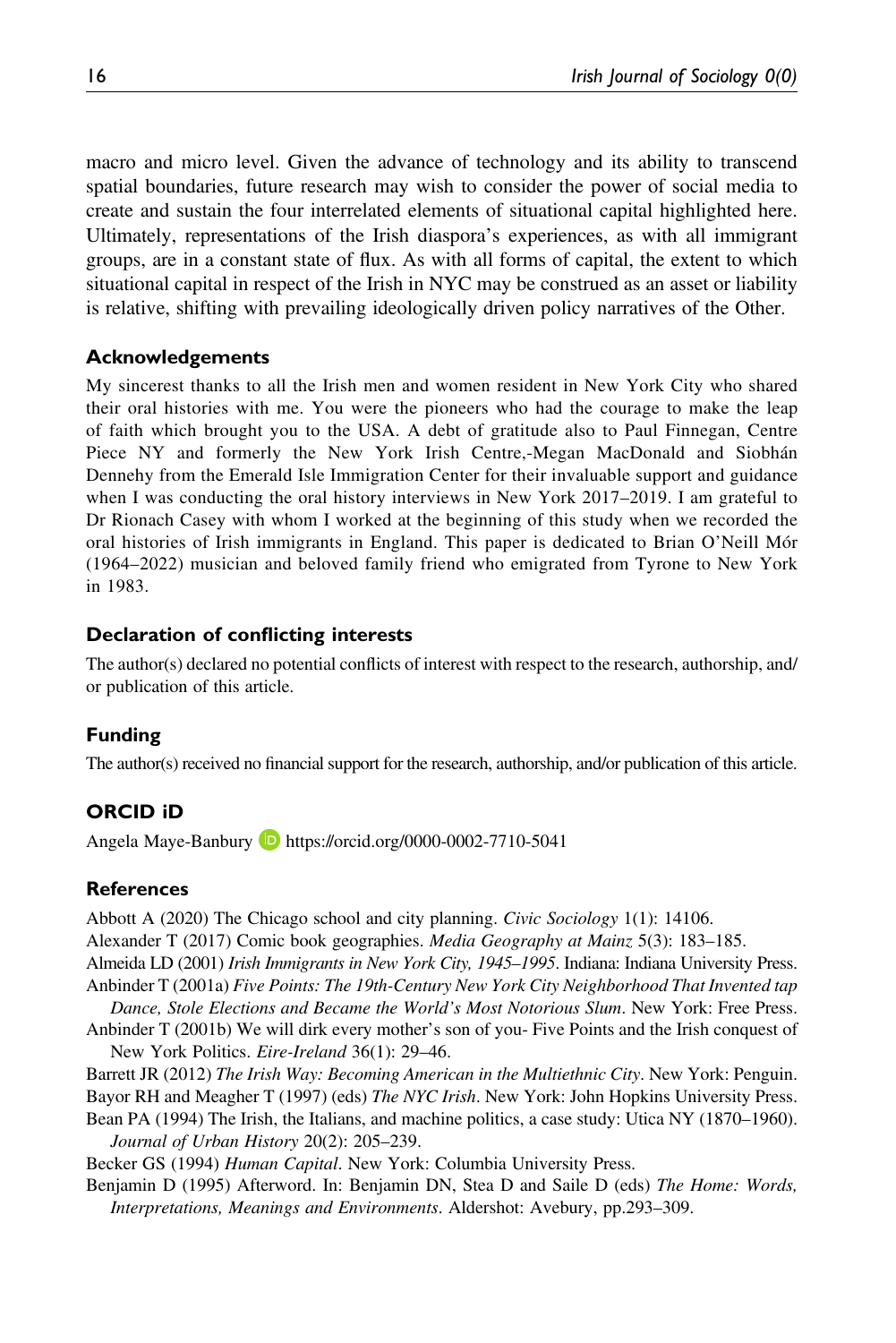macro and micro level. Given the advance of technology and its ability to transcend spatial boundaries, future research may wish to consider the power of social media to create and sustain the four interrelated elements of situational capital highlighted here. Ultimately, representations of the Irish diaspora's experiences, as with all immigrant groups, are in a constant state of flux. As with all forms of capital, the extent to which situational capital in respect of the Irish in NYC may be construed as an asset or liability is relative, shifting with prevailing ideologically driven policy narratives of the Other.

## Acknowledgements

My sincerest thanks to all the Irish men and women resident in New York City who shared their oral histories with me. You were the pioneers who had the courage to make the leap of faith which brought you to the USA. A debt of gratitude also to Paul Finnegan, Centre Piece NY and formerly the New York Irish Centre,-Megan MacDonald and Siobhán Dennehy from the Emerald Isle Immigration Center for their invaluable support and guidance when I was conducting the oral history interviews in New York 2017–2019. I am grateful to Dr Rionach Casey with whom I worked at the beginning of this study when we recorded the oral histories of Irish immigrants in England. This paper is dedicated to Brian O'Neill Mór (1964–2022) musician and beloved family friend who emigrated from Tyrone to New York in 1983.

## Declaration of conflicting interests

The author(s) declared no potential conflicts of interest with respect to the research, authorship, and/or publication of this article.

## Funding

The author(s) received no financial support for the research, authorship, and/or publication of this article.

## ORCID iD

Angela Maye-Banbury https://orcid.org/0000-0002-7710-5041

## References

Abbott A (2020) The Chicago school and city planning. *Civic Sociology* 1(1): 14106.

Alexander T (2017) Comic book geographies. *Media Geography at Mainz* 5(3): 183–185.

Almeida LD (2001) *Irish Immigrants in New York City, 1945–1995*. Indiana: Indiana University Press.

Anbinder T (2001a) *Five Points: The 19th-Century New York City Neighborhood That Invented tap Dance, Stole Elections and Became the World's Most Notorious Slum*. New York: Free Press.

Anbinder T (2001b) We will dirk every mother's son of you- Five Points and the Irish conquest of New York Politics. *Eire-Ireland* 36(1): 29–46.

Barrett JR (2012) *The Irish Way: Becoming American in the Multiethnic City*. New York: Penguin.

Bayor RH and Meagher T (1997) (eds) *The NYC Irish*. New York: John Hopkins University Press.

Bean PA (1994) The Irish, the Italians, and machine politics, a case study: Utica NY (1870–1960). *Journal of Urban History* 20(2): 205–239.

Becker GS (1994) *Human Capital*. New York: Columbia University Press.

Benjamin D (1995) Afterword. In: Benjamin DN, Stea D and Saile D (eds) *The Home: Words, Interpretations, Meanings and Environments*. Aldershot: Avebury, pp.293–309.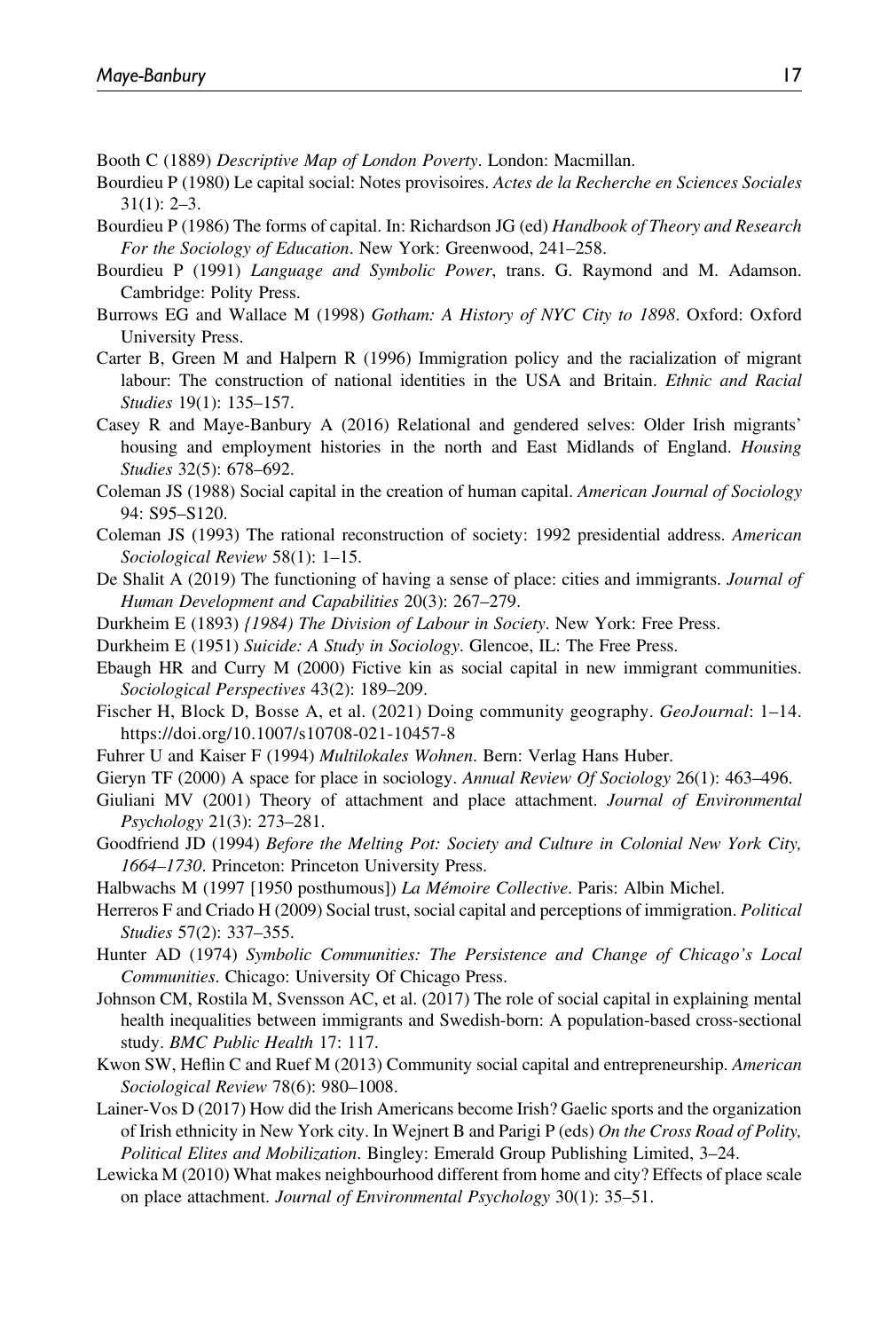Booth C (1889) *Descriptive Map of London Poverty*. London: Macmillan.

Bourdieu P (1980) Le capital social: Notes provisoires. *Actes de la Recherche en Sciences Sociales* 31(1): 2–3.

Bourdieu P (1986) The forms of capital. In: Richardson JG (ed) *Handbook of Theory and Research For the Sociology of Education*. New York: Greenwood, 241–258.

Bourdieu P (1991) *Language and Symbolic Power*, trans. G. Raymond and M. Adamson. Cambridge: Polity Press.

Burrows EG and Wallace M (1998) *Gotham: A History of NYC City to 1898*. Oxford: Oxford University Press.

Carter B, Green M and Halpern R (1996) Immigration policy and the racialization of migrant labour: The construction of national identities in the USA and Britain. *Ethnic and Racial Studies* 19(1): 135–157.

Casey R and Maye-Banbury A (2016) Relational and gendered selves: Older Irish migrants' housing and employment histories in the north and East Midlands of England. *Housing Studies* 32(5): 678–692.

Coleman JS (1988) Social capital in the creation of human capital. *American Journal of Sociology* 94: S95–S120.

Coleman JS (1993) The rational reconstruction of society: 1992 presidential address. *American Sociological Review* 58(1): 1–15.

De Shalit A (2019) The functioning of having a sense of place: cities and immigrants. *Journal of Human Development and Capabilities* 20(3): 267–279.

Durkheim E (1893) *{1984) The Division of Labour in Society*. New York: Free Press.

Durkheim E (1951) *Suicide: A Study in Sociology*. Glencoe, IL: The Free Press.

Ebaugh HR and Curry M (2000) Fictive kin as social capital in new immigrant communities. *Sociological Perspectives* 43(2): 189–209.

Fischer H, Block D, Bosse A, et al. (2021) Doing community geography. *GeoJournal*: 1–14. https://doi.org/10.1007/s10708-021-10457-8

Fuhrer U and Kaiser F (1994) *Multilokales Wohnen*. Bern: Verlag Hans Huber.

Gieryn TF (2000) A space for place in sociology. *Annual Review Of Sociology* 26(1): 463–496.

Giuliani MV (2001) Theory of attachment and place attachment. *Journal of Environmental Psychology* 21(3): 273–281.

Goodfriend JD (1994) *Before the Melting Pot: Society and Culture in Colonial New York City, 1664–1730*. Princeton: Princeton University Press.

Halbwachs M (1997 [1950 posthumous]) *La Mémoire Collective*. Paris: Albin Michel.

Herreros F and Criado H (2009) Social trust, social capital and perceptions of immigration. *Political Studies* 57(2): 337–355.

Hunter AD (1974) *Symbolic Communities: The Persistence and Change of Chicago's Local Communities*. Chicago: University Of Chicago Press.

Johnson CM, Rostila M, Svensson AC, et al. (2017) The role of social capital in explaining mental health inequalities between immigrants and Swedish-born: A population-based cross-sectional study. *BMC Public Health* 17: 117.

Kwon SW, Heflin C and Ruef M (2013) Community social capital and entrepreneurship. *American Sociological Review* 78(6): 980–1008.

Lainer-Vos D (2017) How did the Irish Americans become Irish? Gaelic sports and the organization of Irish ethnicity in New York city. In Wejnert B and Parigi P (eds) *On the Cross Road of Polity, Political Elites and Mobilization*. Bingley: Emerald Group Publishing Limited, 3–24.

Lewicka M (2010) What makes neighbourhood different from home and city? Effects of place scale on place attachment. *Journal of Environmental Psychology* 30(1): 35–51.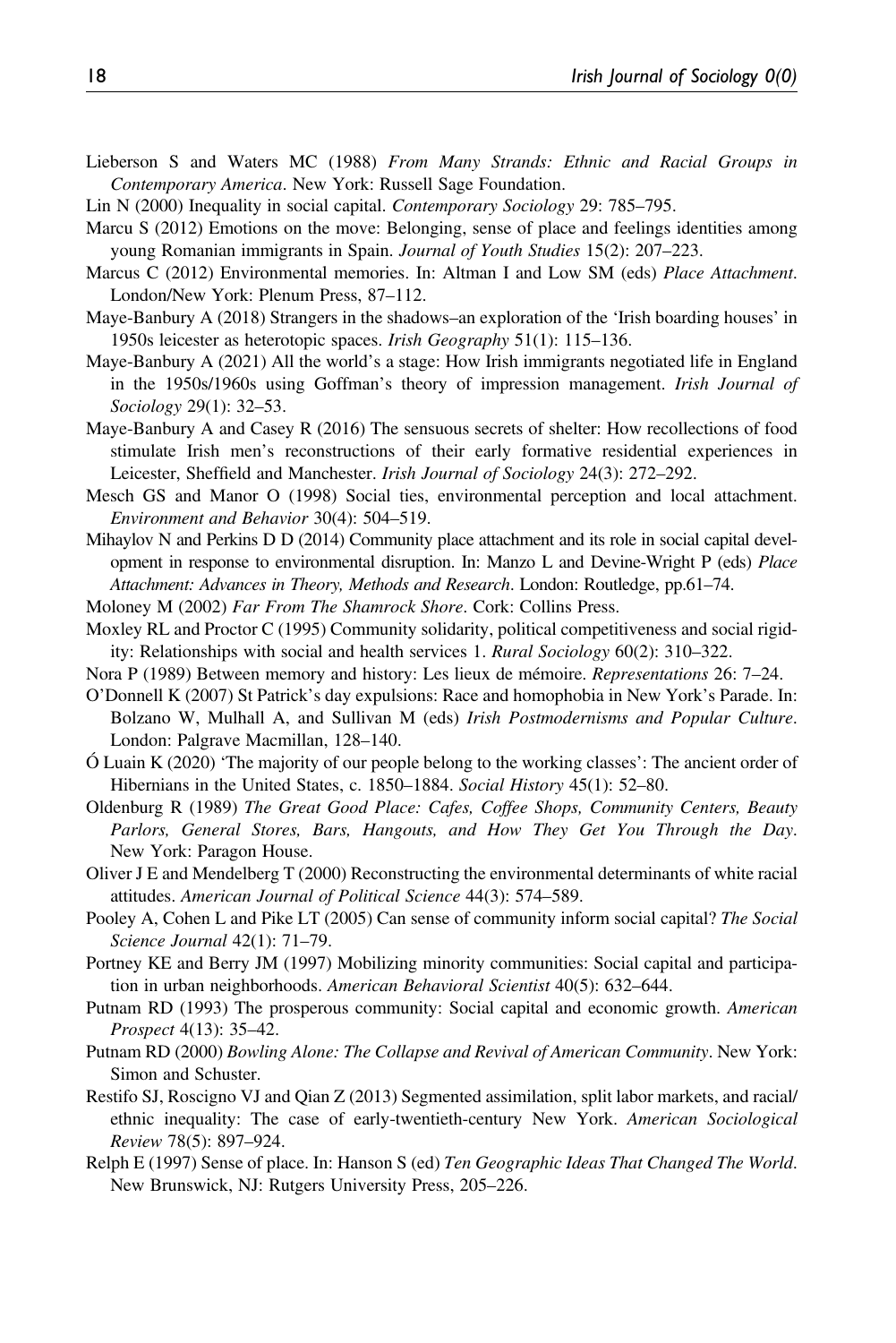Lieberson S and Waters MC (1988) *From Many Strands: Ethnic and Racial Groups in Contemporary America*. New York: Russell Sage Foundation.

Lin N (2000) Inequality in social capital. *Contemporary Sociology* 29: 785–795.

Marcu S (2012) Emotions on the move: Belonging, sense of place and feelings identities among young Romanian immigrants in Spain. *Journal of Youth Studies* 15(2): 207–223.

Marcus C (2012) Environmental memories. In: Altman I and Low SM (eds) *Place Attachment*. London/New York: Plenum Press, 87–112.

Maye-Banbury A (2018) Strangers in the shadows–an exploration of the 'Irish boarding houses' in 1950s leicester as heterotopic spaces. *Irish Geography* 51(1): 115–136.

Maye-Banbury A (2021) All the world's a stage: How Irish immigrants negotiated life in England in the 1950s/1960s using Goffman's theory of impression management. *Irish Journal of Sociology* 29(1): 32–53.

Maye-Banbury A and Casey R (2016) The sensuous secrets of shelter: How recollections of food stimulate Irish men's reconstructions of their early formative residential experiences in Leicester, Sheffield and Manchester. *Irish Journal of Sociology* 24(3): 272–292.

Mesch GS and Manor O (1998) Social ties, environmental perception and local attachment. *Environment and Behavior* 30(4): 504–519.

Mihaylov N and Perkins D D (2014) Community place attachment and its role in social capital development in response to environmental disruption. In: Manzo L and Devine-Wright P (eds) *Place Attachment: Advances in Theory, Methods and Research*. London: Routledge, pp.61–74.

Moloney M (2002) *Far From The Shamrock Shore*. Cork: Collins Press.

Moxley RL and Proctor C (1995) Community solidarity, political competitiveness and social rigidity: Relationships with social and health services 1. *Rural Sociology* 60(2): 310–322.

Nora P (1989) Between memory and history: Les lieux de mémoire. *Representations* 26: 7–24.

O'Donnell K (2007) St Patrick's day expulsions: Race and homophobia in New York's Parade. In: Bolzano W, Mulhall A, and Sullivan M (eds) *Irish Postmodernisms and Popular Culture*. London: Palgrave Macmillan, 128–140.

Ó Luain K (2020) 'The majority of our people belong to the working classes': The ancient order of Hibernians in the United States, c. 1850–1884. *Social History* 45(1): 52–80.

Oldenburg R (1989) *The Great Good Place: Cafes, Coffee Shops, Community Centers, Beauty Parlors, General Stores, Bars, Hangouts, and How They Get You Through the Day*. New York: Paragon House.

Oliver J E and Mendelberg T (2000) Reconstructing the environmental determinants of white racial attitudes. *American Journal of Political Science* 44(3): 574–589.

Pooley A, Cohen L and Pike LT (2005) Can sense of community inform social capital? *The Social Science Journal* 42(1): 71–79.

Portney KE and Berry JM (1997) Mobilizing minority communities: Social capital and participation in urban neighborhoods. *American Behavioral Scientist* 40(5): 632–644.

Putnam RD (1993) The prosperous community: Social capital and economic growth. *American Prospect* 4(13): 35–42.

Putnam RD (2000) *Bowling Alone: The Collapse and Revival of American Community*. New York: Simon and Schuster.

Restifo SJ, Roscigno VJ and Qian Z (2013) Segmented assimilation, split labor markets, and racial/ethnic inequality: The case of early-twentieth-century New York. *American Sociological Review* 78(5): 897–924.

Relph E (1997) Sense of place. In: Hanson S (ed) *Ten Geographic Ideas That Changed The World*. New Brunswick, NJ: Rutgers University Press, 205–226.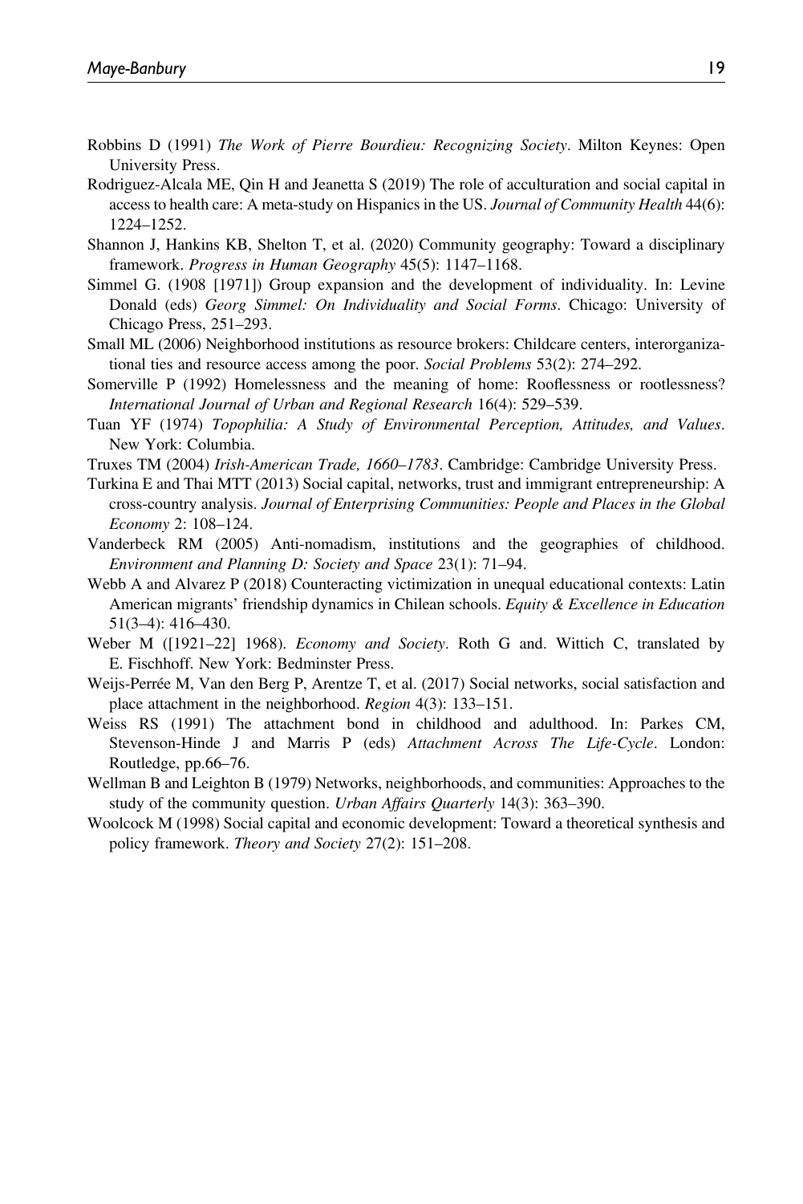Robbins D (1991) *The Work of Pierre Bourdieu: Recognizing Society*. Milton Keynes: Open University Press.

Rodriguez-Alcala ME, Qin H and Jeanetta S (2019) The role of acculturation and social capital in access to health care: A meta-study on Hispanics in the US. *Journal of Community Health* 44(6): 1224–1252.

Shannon J, Hankins KB, Shelton T, et al. (2020) Community geography: Toward a disciplinary framework. *Progress in Human Geography* 45(5): 1147–1168.

Simmel G. (1908 [1971]) Group expansion and the development of individuality. In: Levine Donald (eds) *Georg Simmel: On Individuality and Social Forms*. Chicago: University of Chicago Press, 251–293.

Small ML (2006) Neighborhood institutions as resource brokers: Childcare centers, interorganizational ties and resource access among the poor. *Social Problems* 53(2): 274–292.

Somerville P (1992) Homelessness and the meaning of home: Rooflessness or rootlessness? *International Journal of Urban and Regional Research* 16(4): 529–539.

Tuan YF (1974) *Topophilia: A Study of Environmental Perception, Attitudes, and Values*. New York: Columbia.

Truxes TM (2004) *Irish-American Trade, 1660–1783*. Cambridge: Cambridge University Press.

Turkina E and Thai MTT (2013) Social capital, networks, trust and immigrant entrepreneurship: A cross-country analysis. *Journal of Enterprising Communities: People and Places in the Global Economy* 2: 108–124.

Vanderbeck RM (2005) Anti-nomadism, institutions and the geographies of childhood. *Environment and Planning D: Society and Space* 23(1): 71–94.

Webb A and Alvarez P (2018) Counteracting victimization in unequal educational contexts: Latin American migrants' friendship dynamics in Chilean schools. *Equity & Excellence in Education* 51(3–4): 416–430.

Weber M ([1921–22] 1968). *Economy and Society*. Roth G and. Wittich C, translated by E. Fischhoff. New York: Bedminster Press.

Weijs-Perrée M, Van den Berg P, Arentze T, et al. (2017) Social networks, social satisfaction and place attachment in the neighborhood. *Region* 4(3): 133–151.

Weiss RS (1991) The attachment bond in childhood and adulthood. In: Parkes CM, Stevenson-Hinde J and Marris P (eds) *Attachment Across The Life-Cycle*. London: Routledge, pp.66–76.

Wellman B and Leighton B (1979) Networks, neighborhoods, and communities: Approaches to the study of the community question. *Urban Affairs Quarterly* 14(3): 363–390.

Woolcock M (1998) Social capital and economic development: Toward a theoretical synthesis and policy framework. *Theory and Society* 27(2): 151–208.